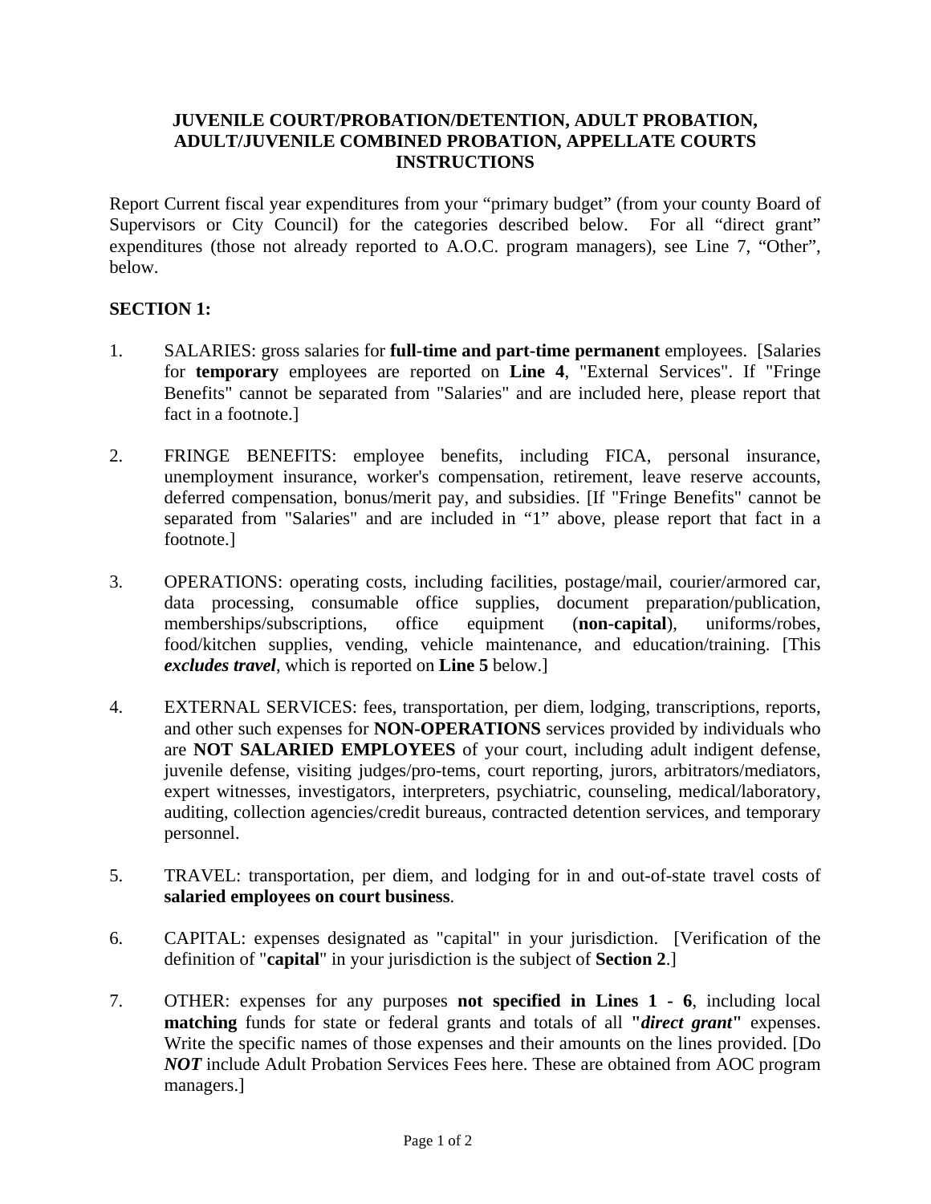# JUVENILE COURT/PROBATION/DETENTION, ADULT PROBATION, ADULT/JUVENILE COMBINED PROBATION, APPELLATE COURTS INSTRUCTIONS

Report Current fiscal year expenditures from your "primary budget" (from your county Board of Supervisors or City Council) for the categories described below. For all "direct grant" expenditures (those not already reported to A.O.C. program managers), see Line 7, "Other", below.

## SECTION 1:

1. SALARIES: gross salaries for **full-time and part-time permanent** employees. [Salaries for **temporary** employees are reported on **Line 4**, "External Services". If "Fringe Benefits" cannot be separated from "Salaries" and are included here, please report that fact in a footnote.]

2. FRINGE BENEFITS: employee benefits, including FICA, personal insurance, unemployment insurance, worker's compensation, retirement, leave reserve accounts, deferred compensation, bonus/merit pay, and subsidies. [If "Fringe Benefits" cannot be separated from "Salaries" and are included in "1" above, please report that fact in a footnote.]

3. OPERATIONS: operating costs, including facilities, postage/mail, courier/armored car, data processing, consumable office supplies, document preparation/publication, memberships/subscriptions, office equipment (**non-capital**), uniforms/robes, food/kitchen supplies, vending, vehicle maintenance, and education/training. [This ***excludes travel***, which is reported on **Line 5** below.]

4. EXTERNAL SERVICES: fees, transportation, per diem, lodging, transcriptions, reports, and other such expenses for **NON-OPERATIONS** services provided by individuals who are **NOT SALARIED EMPLOYEES** of your court, including adult indigent defense, juvenile defense, visiting judges/pro-tems, court reporting, jurors, arbitrators/mediators, expert witnesses, investigators, interpreters, psychiatric, counseling, medical/laboratory, auditing, collection agencies/credit bureaus, contracted detention services, and temporary personnel.

5. TRAVEL: transportation, per diem, and lodging for in and out-of-state travel costs of **salaried employees on court business**.

6. CAPITAL: expenses designated as "capital" in your jurisdiction. [Verification of the definition of "**capital**" in your jurisdiction is the subject of **Section 2**.]

7. OTHER: expenses for any purposes **not specified in Lines 1 - 6**, including local **matching** funds for state or federal grants and totals of all **"*direct grant*"** expenses. Write the specific names of those expenses and their amounts on the lines provided. [Do ***NOT*** include Adult Probation Services Fees here. These are obtained from AOC program managers.]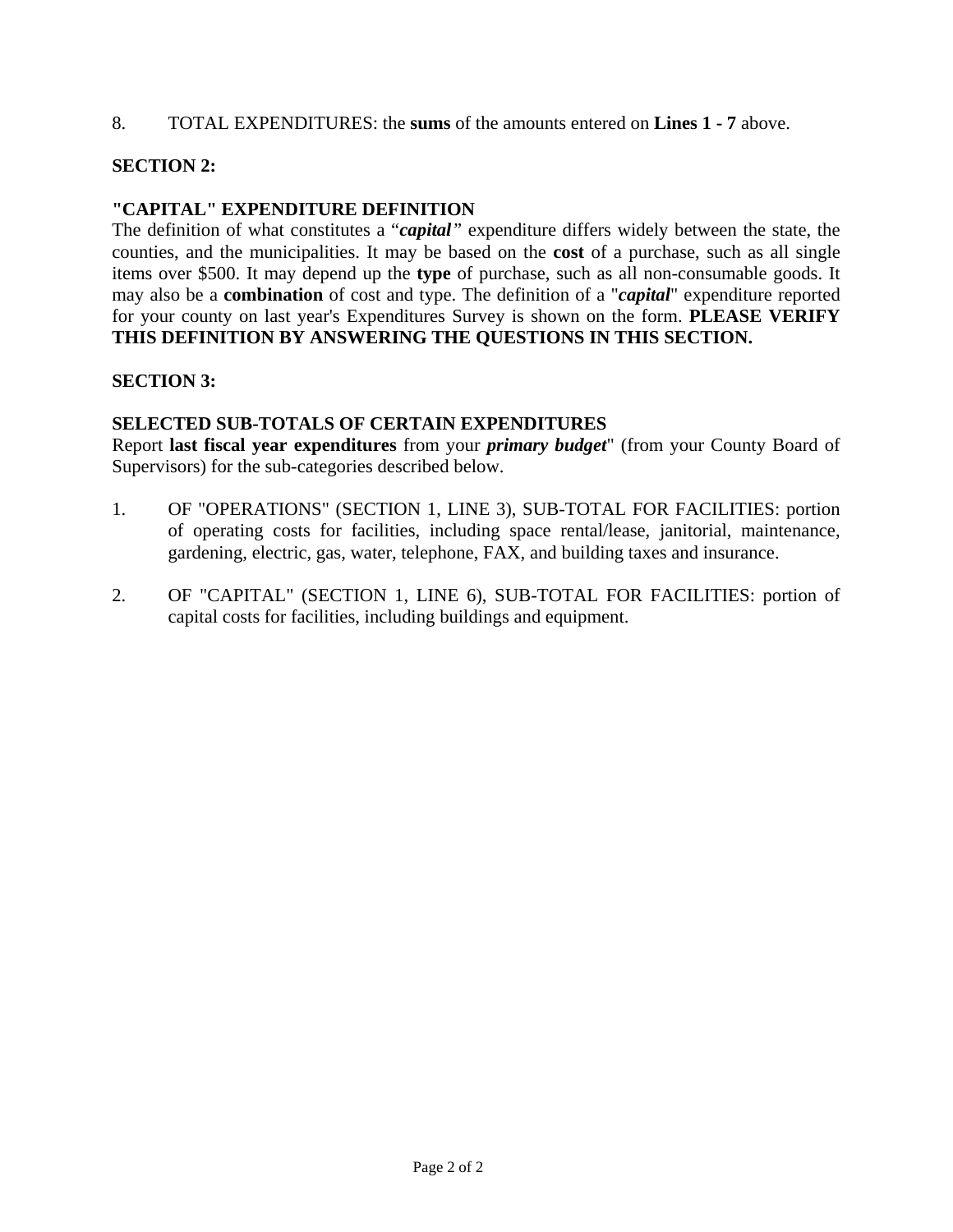8. TOTAL EXPENDITURES: the **sums** of the amounts entered on **Lines 1 - 7** above.

**SECTION 2:**

**"CAPITAL" EXPENDITURE DEFINITION**

The definition of what constitutes a "***capital***" expenditure differs widely between the state, the counties, and the municipalities. It may be based on the **cost** of a purchase, such as all single items over $500. It may depend up the **type** of purchase, such as all non-consumable goods. It may also be a **combination** of cost and type. The definition of a "***capital***" expenditure reported for your county on last year's Expenditures Survey is shown on the form. **PLEASE VERIFY THIS DEFINITION BY ANSWERING THE QUESTIONS IN THIS SECTION.**

**SECTION 3:**

**SELECTED SUB-TOTALS OF CERTAIN EXPENDITURES**

Report **last fiscal year expenditures** from your ***primary budget***" (from your County Board of Supervisors) for the sub-categories described below.

1. OF "OPERATIONS" (SECTION 1, LINE 3), SUB-TOTAL FOR FACILITIES: portion of operating costs for facilities, including space rental/lease, janitorial, maintenance, gardening, electric, gas, water, telephone, FAX, and building taxes and insurance.

2. OF "CAPITAL" (SECTION 1, LINE 6), SUB-TOTAL FOR FACILITIES: portion of capital costs for facilities, including buildings and equipment.